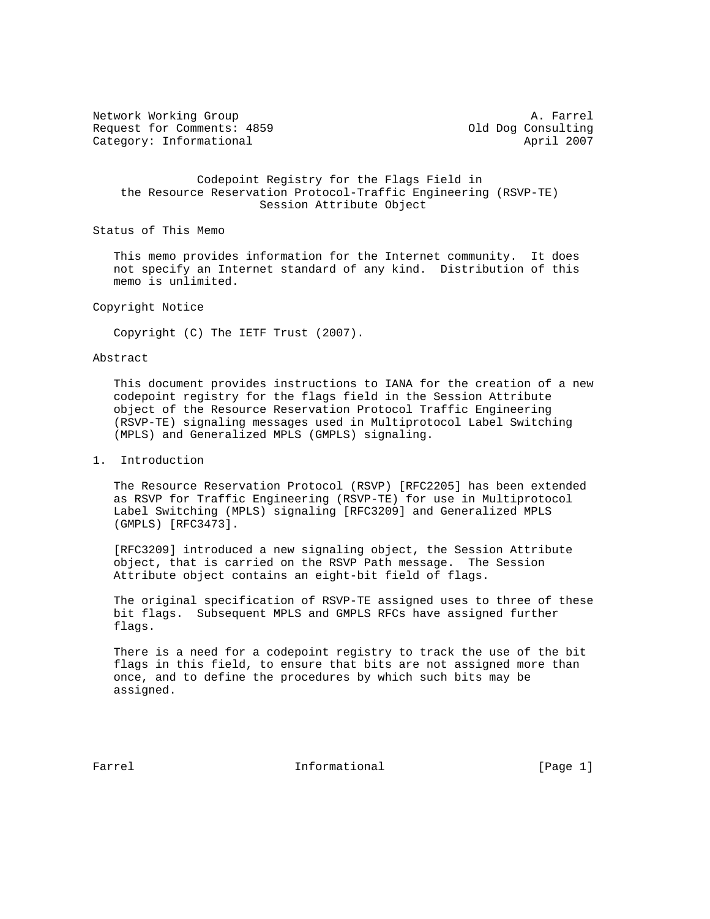Network Working Group A. Farrel
Request for Comments: 4859 Old Dog Consulting
Category: Informational April 2007

# Codepoint Registry for the Flags Field in the Resource Reservation Protocol-Traffic Engineering (RSVP-TE) Session Attribute Object

## Status of This Memo

This memo provides information for the Internet community. It does not specify an Internet standard of any kind. Distribution of this memo is unlimited.

## Copyright Notice

Copyright (C) The IETF Trust (2007).

## Abstract

This document provides instructions to IANA for the creation of a new codepoint registry for the flags field in the Session Attribute object of the Resource Reservation Protocol Traffic Engineering (RSVP-TE) signaling messages used in Multiprotocol Label Switching (MPLS) and Generalized MPLS (GMPLS) signaling.

## 1. Introduction

The Resource Reservation Protocol (RSVP) [RFC2205] has been extended as RSVP for Traffic Engineering (RSVP-TE) for use in Multiprotocol Label Switching (MPLS) signaling [RFC3209] and Generalized MPLS (GMPLS) [RFC3473].

[RFC3209] introduced a new signaling object, the Session Attribute object, that is carried on the RSVP Path message. The Session Attribute object contains an eight-bit field of flags.

The original specification of RSVP-TE assigned uses to three of these bit flags. Subsequent MPLS and GMPLS RFCs have assigned further flags.

There is a need for a codepoint registry to track the use of the bit flags in this field, to ensure that bits are not assigned more than once, and to define the procedures by which such bits may be assigned.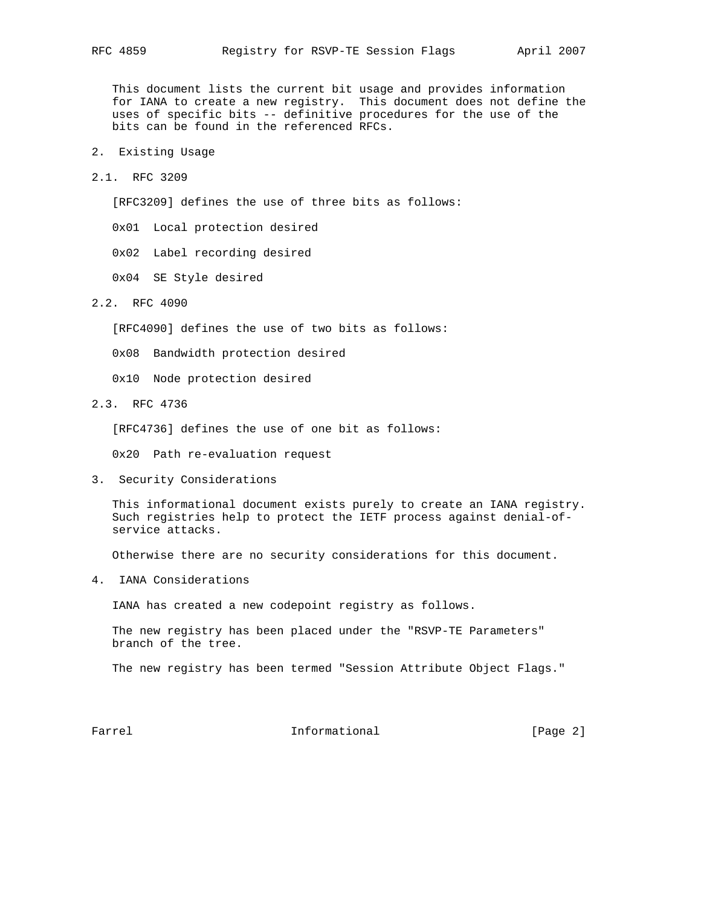This document lists the current bit usage and provides information for IANA to create a new registry. This document does not define the uses of specific bits -- definitive procedures for the use of the bits can be found in the referenced RFCs.

## 2. Existing Usage

### 2.1. RFC 3209

[RFC3209] defines the use of three bits as follows:

0x01 Local protection desired

0x02 Label recording desired

0x04 SE Style desired

### 2.2. RFC 4090

[RFC4090] defines the use of two bits as follows:

0x08 Bandwidth protection desired

0x10 Node protection desired

### 2.3. RFC 4736

[RFC4736] defines the use of one bit as follows:

0x20 Path re-evaluation request

## 3. Security Considerations

This informational document exists purely to create an IANA registry. Such registries help to protect the IETF process against denial-of-service attacks.

Otherwise there are no security considerations for this document.

## 4. IANA Considerations

IANA has created a new codepoint registry as follows.

The new registry has been placed under the "RSVP-TE Parameters" branch of the tree.

The new registry has been termed "Session Attribute Object Flags."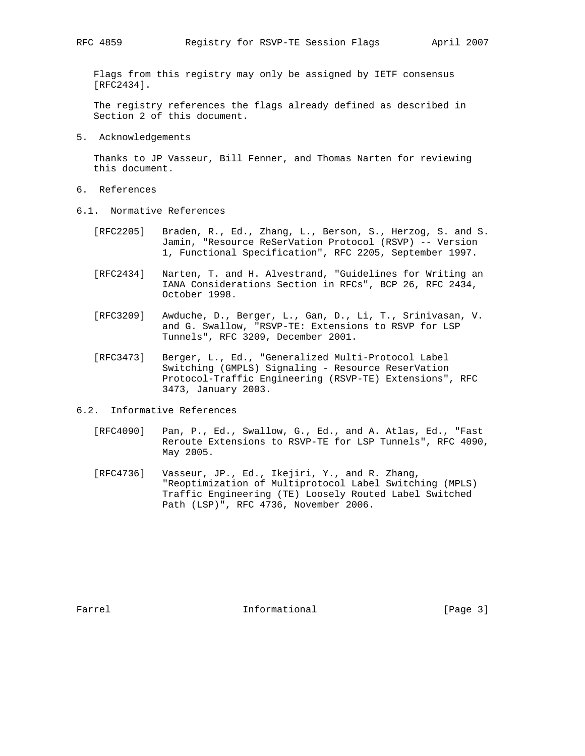Flags from this registry may only be assigned by IETF consensus [RFC2434].

The registry references the flags already defined as described in Section 2 of this document.

## 5. Acknowledgements

Thanks to JP Vasseur, Bill Fenner, and Thomas Narten for reviewing this document.

## 6. References

### 6.1. Normative References

[RFC2205] Braden, R., Ed., Zhang, L., Berson, S., Herzog, S. and S. Jamin, "Resource ReSerVation Protocol (RSVP) -- Version 1, Functional Specification", RFC 2205, September 1997.

[RFC2434] Narten, T. and H. Alvestrand, "Guidelines for Writing an IANA Considerations Section in RFCs", BCP 26, RFC 2434, October 1998.

[RFC3209] Awduche, D., Berger, L., Gan, D., Li, T., Srinivasan, V. and G. Swallow, "RSVP-TE: Extensions to RSVP for LSP Tunnels", RFC 3209, December 2001.

[RFC3473] Berger, L., Ed., "Generalized Multi-Protocol Label Switching (GMPLS) Signaling - Resource ReserVation Protocol-Traffic Engineering (RSVP-TE) Extensions", RFC 3473, January 2003.

### 6.2. Informative References

[RFC4090] Pan, P., Ed., Swallow, G., Ed., and A. Atlas, Ed., "Fast Reroute Extensions to RSVP-TE for LSP Tunnels", RFC 4090, May 2005.

[RFC4736] Vasseur, JP., Ed., Ikejiri, Y., and R. Zhang, "Reoptimization of Multiprotocol Label Switching (MPLS) Traffic Engineering (TE) Loosely Routed Label Switched Path (LSP)", RFC 4736, November 2006.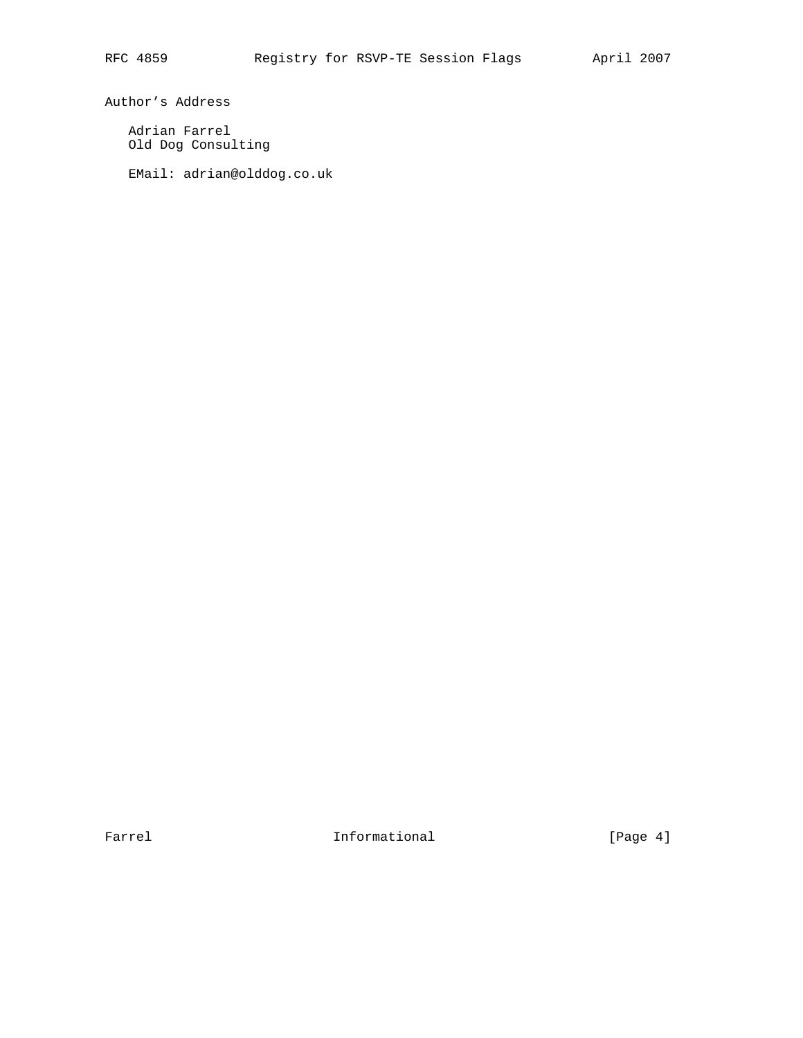## Author's Address

Adrian Farrel
Old Dog Consulting

EMail: adrian@olddog.co.uk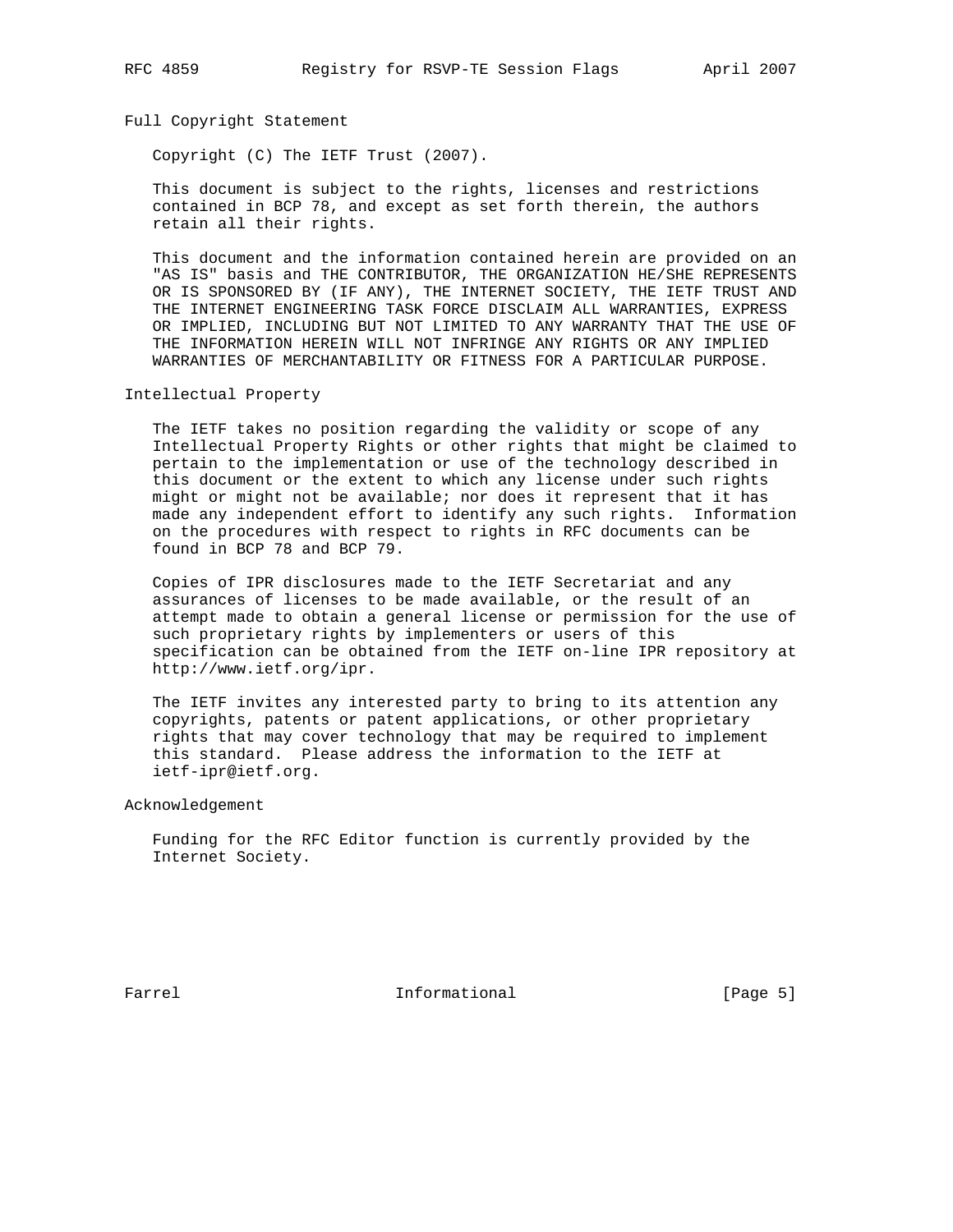## Full Copyright Statement

Copyright (C) The IETF Trust (2007).

This document is subject to the rights, licenses and restrictions contained in BCP 78, and except as set forth therein, the authors retain all their rights.

This document and the information contained herein are provided on an "AS IS" basis and THE CONTRIBUTOR, THE ORGANIZATION HE/SHE REPRESENTS OR IS SPONSORED BY (IF ANY), THE INTERNET SOCIETY, THE IETF TRUST AND THE INTERNET ENGINEERING TASK FORCE DISCLAIM ALL WARRANTIES, EXPRESS OR IMPLIED, INCLUDING BUT NOT LIMITED TO ANY WARRANTY THAT THE USE OF THE INFORMATION HEREIN WILL NOT INFRINGE ANY RIGHTS OR ANY IMPLIED WARRANTIES OF MERCHANTABILITY OR FITNESS FOR A PARTICULAR PURPOSE.

## Intellectual Property

The IETF takes no position regarding the validity or scope of any Intellectual Property Rights or other rights that might be claimed to pertain to the implementation or use of the technology described in this document or the extent to which any license under such rights might or might not be available; nor does it represent that it has made any independent effort to identify any such rights. Information on the procedures with respect to rights in RFC documents can be found in BCP 78 and BCP 79.

Copies of IPR disclosures made to the IETF Secretariat and any assurances of licenses to be made available, or the result of an attempt made to obtain a general license or permission for the use of such proprietary rights by implementers or users of this specification can be obtained from the IETF on-line IPR repository at http://www.ietf.org/ipr.

The IETF invites any interested party to bring to its attention any copyrights, patents or patent applications, or other proprietary rights that may cover technology that may be required to implement this standard. Please address the information to the IETF at ietf-ipr@ietf.org.

## Acknowledgement

Funding for the RFC Editor function is currently provided by the Internet Society.